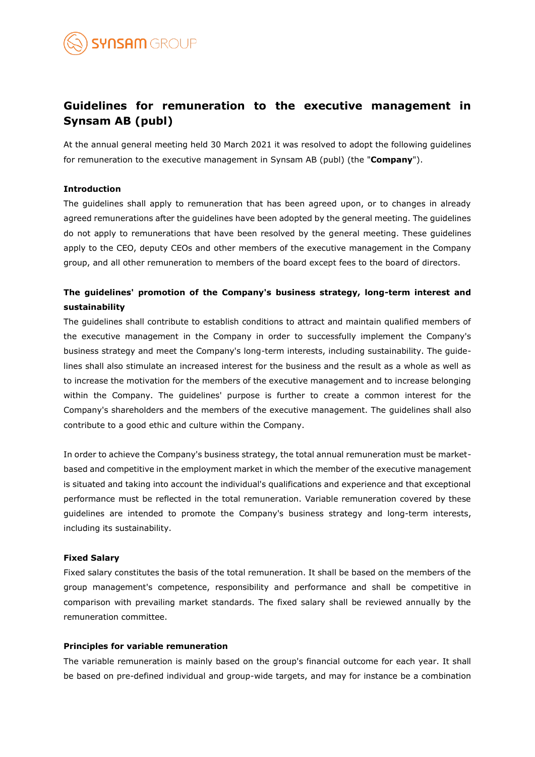# Guidelines for remuneration to the executive management in Synsam AB (publ)

At the annual general meeting held 30 March 2021 it was resolved to adopt the following guidelines for remuneration to the executive management in Synsam AB (publ) (the "**Company**").

### Introduction

The guidelines shall apply to remuneration that has been agreed upon, or to changes in already agreed remunerations after the guidelines have been adopted by the general meeting. The guidelines do not apply to remunerations that have been resolved by the general meeting. These guidelines apply to the CEO, deputy CEOs and other members of the executive management in the Company group, and all other remuneration to members of the board except fees to the board of directors.

### The guidelines' promotion of the Company's business strategy, long-term interest and sustainability

The guidelines shall contribute to establish conditions to attract and maintain qualified members of the executive management in the Company in order to successfully implement the Company's business strategy and meet the Company's long-term interests, including sustainability. The guidelines shall also stimulate an increased interest for the business and the result as a whole as well as to increase the motivation for the members of the executive management and to increase belonging within the Company. The guidelines' purpose is further to create a common interest for the Company's shareholders and the members of the executive management. The guidelines shall also contribute to a good ethic and culture within the Company.

In order to achieve the Company's business strategy, the total annual remuneration must be market-based and competitive in the employment market in which the member of the executive management is situated and taking into account the individual's qualifications and experience and that exceptional performance must be reflected in the total remuneration. Variable remuneration covered by these guidelines are intended to promote the Company's business strategy and long-term interests, including its sustainability.

### Fixed Salary

Fixed salary constitutes the basis of the total remuneration. It shall be based on the members of the group management's competence, responsibility and performance and shall be competitive in comparison with prevailing market standards. The fixed salary shall be reviewed annually by the remuneration committee.

### Principles for variable remuneration

The variable remuneration is mainly based on the group's financial outcome for each year. It shall be based on pre-defined individual and group-wide targets, and may for instance be a combination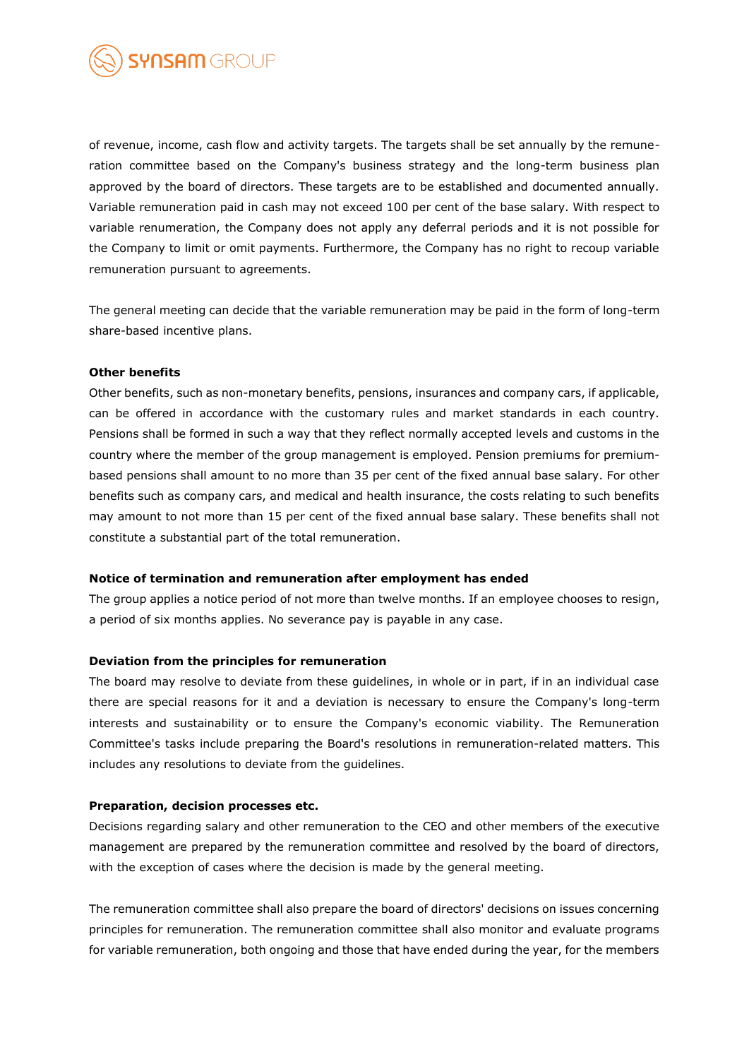of revenue, income, cash flow and activity targets. The targets shall be set annually by the remuneration committee based on the Company's business strategy and the long-term business plan approved by the board of directors. These targets are to be established and documented annually. Variable remuneration paid in cash may not exceed 100 per cent of the base salary. With respect to variable renumeration, the Company does not apply any deferral periods and it is not possible for the Company to limit or omit payments. Furthermore, the Company has no right to recoup variable remuneration pursuant to agreements.

The general meeting can decide that the variable remuneration may be paid in the form of long-term share-based incentive plans.

**Other benefits**

Other benefits, such as non-monetary benefits, pensions, insurances and company cars, if applicable, can be offered in accordance with the customary rules and market standards in each country. Pensions shall be formed in such a way that they reflect normally accepted levels and customs in the country where the member of the group management is employed. Pension premiums for premium-based pensions shall amount to no more than 35 per cent of the fixed annual base salary. For other benefits such as company cars, and medical and health insurance, the costs relating to such benefits may amount to not more than 15 per cent of the fixed annual base salary. These benefits shall not constitute a substantial part of the total remuneration.

**Notice of termination and remuneration after employment has ended**

The group applies a notice period of not more than twelve months. If an employee chooses to resign, a period of six months applies. No severance pay is payable in any case.

**Deviation from the principles for remuneration**

The board may resolve to deviate from these guidelines, in whole or in part, if in an individual case there are special reasons for it and a deviation is necessary to ensure the Company's long-term interests and sustainability or to ensure the Company's economic viability. The Remuneration Committee's tasks include preparing the Board's resolutions in remuneration-related matters. This includes any resolutions to deviate from the guidelines.

**Preparation, decision processes etc.**

Decisions regarding salary and other remuneration to the CEO and other members of the executive management are prepared by the remuneration committee and resolved by the board of directors, with the exception of cases where the decision is made by the general meeting.

The remuneration committee shall also prepare the board of directors' decisions on issues concerning principles for remuneration. The remuneration committee shall also monitor and evaluate programs for variable remuneration, both ongoing and those that have ended during the year, for the members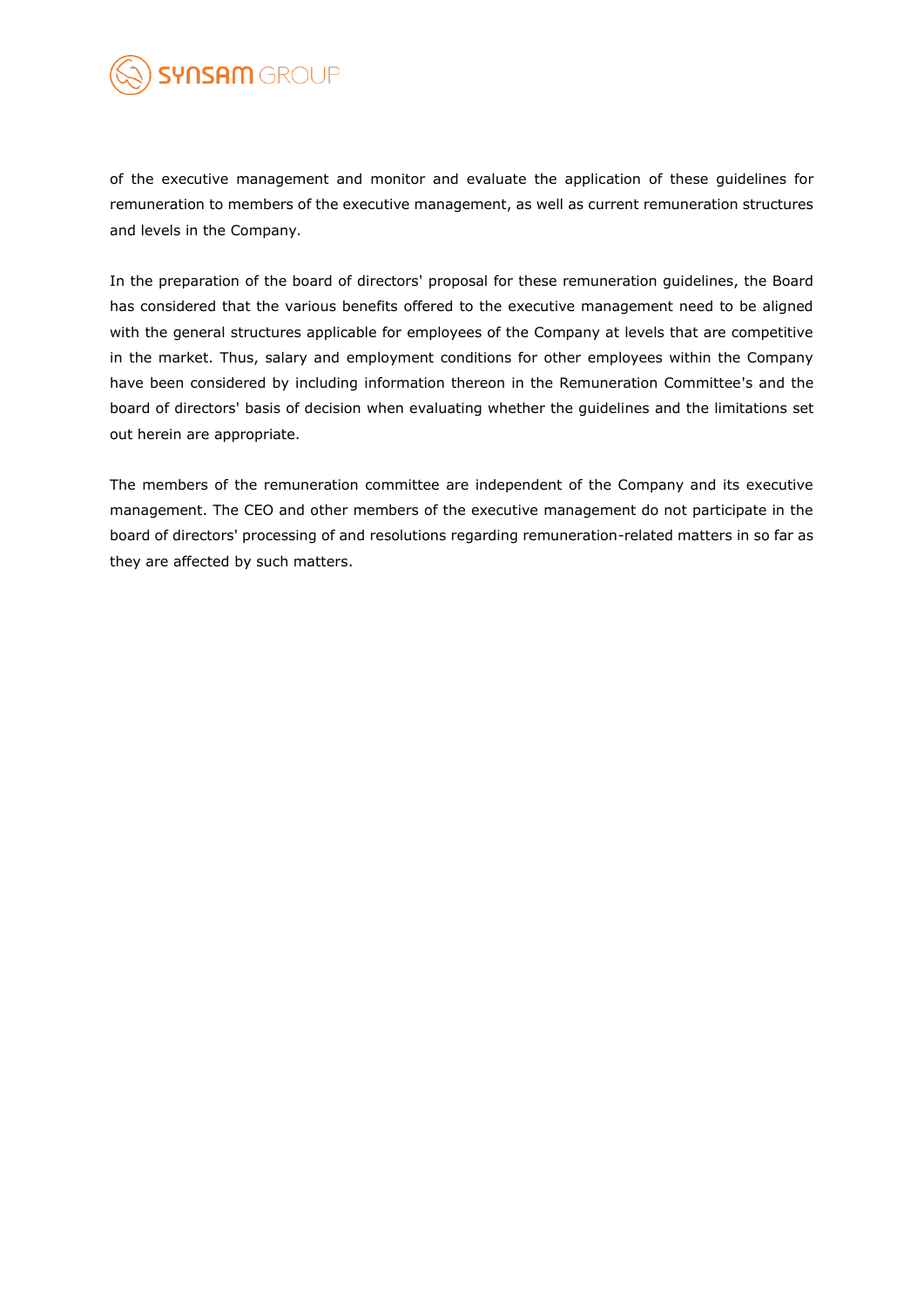of the executive management and monitor and evaluate the application of these guidelines for remuneration to members of the executive management, as well as current remuneration structures and levels in the Company.

In the preparation of the board of directors' proposal for these remuneration guidelines, the Board has considered that the various benefits offered to the executive management need to be aligned with the general structures applicable for employees of the Company at levels that are competitive in the market. Thus, salary and employment conditions for other employees within the Company have been considered by including information thereon in the Remuneration Committee's and the board of directors' basis of decision when evaluating whether the guidelines and the limitations set out herein are appropriate.

The members of the remuneration committee are independent of the Company and its executive management. The CEO and other members of the executive management do not participate in the board of directors' processing of and resolutions regarding remuneration-related matters in so far as they are affected by such matters.